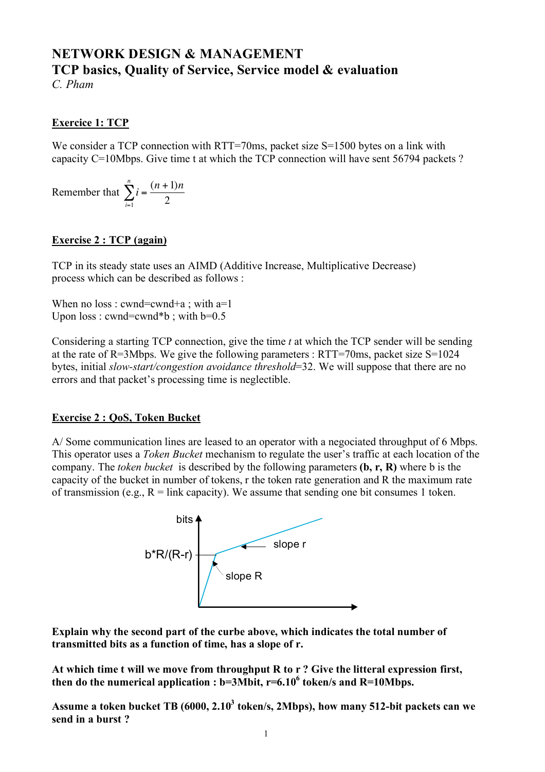# NETWORK DESIGN & MANAGEMENT

## TCP basics, Quality of Service, Service model & evaluation

*C. Pham*

### Exercice 1: TCP

We consider a TCP connection with RTT=70ms, packet size S=1500 bytes on a link with capacity C=10Mbps. Give time t at which the TCP connection will have sent 56794 packets ?

Remember that $\sum_{i=1}^{n} i = \frac{(n+1)n}{2}$

### Exercise 2 : TCP (again)

TCP in its steady state uses an AIMD (Additive Increase, Multiplicative Decrease) process which can be described as follows :

When no loss : cwnd=cwnd+a ; with a=1
Upon loss : cwnd=cwnd*b ; with b=0.5

Considering a starting TCP connection, give the time *t* at which the TCP sender will be sending at the rate of R=3Mbps. We give the following parameters : RTT=70ms, packet size S=1024 bytes, initial *slow-start/congestion avoidance threshold*=32. We will suppose that there are no errors and that packet's processing time is neglectible.

### Exercise 2 : QoS, Token Bucket

A/ Some communication lines are leased to an operator with a negociated throughput of 6 Mbps. This operator uses a *Token Bucket* mechanism to regulate the user's traffic at each location of the company. The *token bucket* is described by the following parameters **(b, r, R)** where b is the capacity of the bucket in number of tokens, r the token rate generation and R the maximum rate of transmission (e.g., R = link capacity). We assume that sending one bit consumes 1 token.

**Explain why the second part of the curbe above, which indicates the total number of transmitted bits as a function of time, has a slope of r.**

**At which time t will we move from throughput R to r ? Give the litteral expression first, then do the numerical application : b=3Mbit, r=6.10$^{6}$ token/s and R=10Mbps.**

**Assume a token bucket TB (6000, 2.10$^{3}$ token/s, 2Mbps), how many 512-bit packets can we send in a burst ?**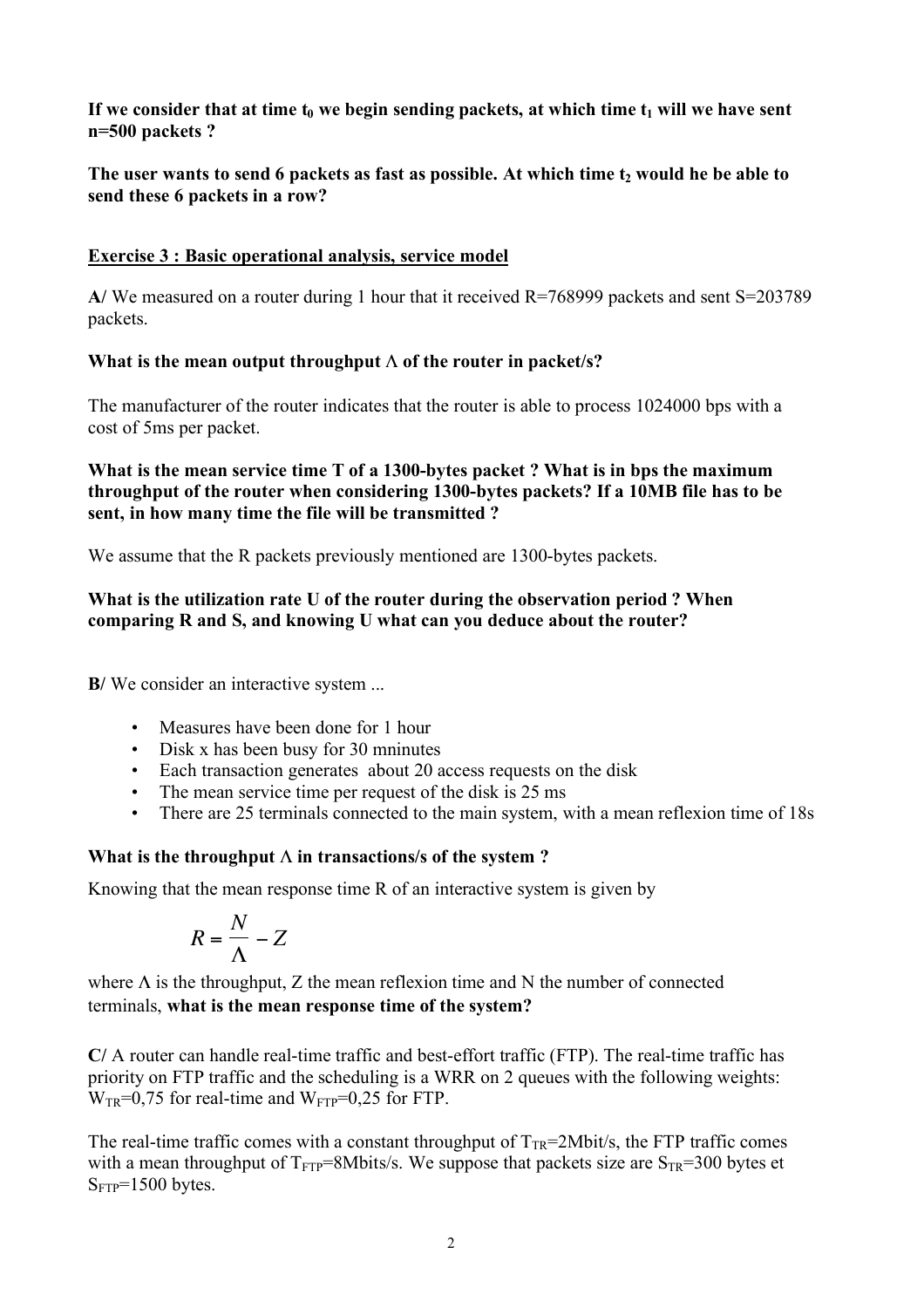**If we consider that at time $t_0$ we begin sending packets, at which time $t_1$ will we have sent n=500 packets ?**

**The user wants to send 6 packets as fast as possible. At which time $t_2$ would he be able to send these 6 packets in a row?**

## Exercise 3 : Basic operational analysis, service model

**A/** We measured on a router during 1 hour that it received R=768999 packets and sent S=203789 packets.

**What is the mean output throughput $\Lambda$ of the router in packet/s?**

The manufacturer of the router indicates that the router is able to process 1024000 bps with a cost of 5ms per packet.

**What is the mean service time T of a 1300-bytes packet ? What is in bps the maximum throughput of the router when considering 1300-bytes packets? If a 10MB file has to be sent, in how many time the file will be transmitted ?**

We assume that the R packets previously mentioned are 1300-bytes packets.

**What is the utilization rate U of the router during the observation period ? When comparing R and S, and knowing U what can you deduce about the router?**

**B/** We consider an interactive system ...

- Measures have been done for 1 hour
- Disk x has been busy for 30 mninutes
- Each transaction generates about 20 access requests on the disk
- The mean service time per request of the disk is 25 ms
- There are 25 terminals connected to the main system, with a mean reflexion time of 18s

**What is the throughput $\Lambda$ in transactions/s of the system ?**

Knowing that the mean response time R of an interactive system is given by

$$R = \frac{N}{\Lambda} - Z$$

where $\Lambda$ is the throughput, Z the mean reflexion time and N the number of connected terminals, **what is the mean response time of the system?**

**C/** A router can handle real-time traffic and best-effort traffic (FTP). The real-time traffic has priority on FTP traffic and the scheduling is a WRR on 2 queues with the following weights: $W_{TR}$=0,75 for real-time and $W_{FTP}$=0,25 for FTP.

The real-time traffic comes with a constant throughput of $T_{TR}$=2Mbit/s, the FTP traffic comes with a mean throughput of $T_{FTP}$=8Mbits/s. We suppose that packets size are $S_{TR}$=300 bytes et $S_{FTP}$=1500 bytes.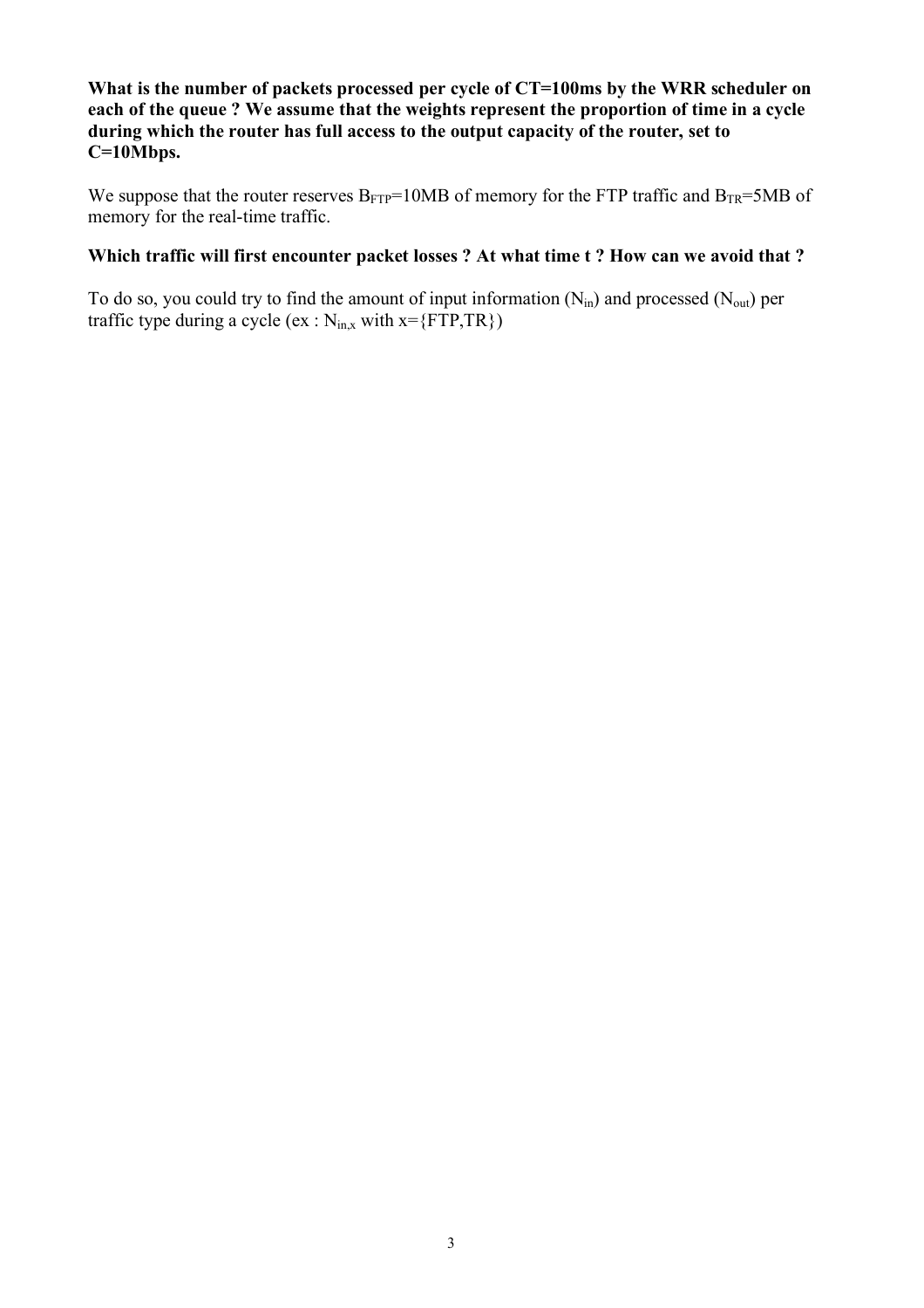**What is the number of packets processed per cycle of CT=100ms by the WRR scheduler on each of the queue ? We assume that the weights represent the proportion of time in a cycle during which the router has full access to the output capacity of the router, set to C=10Mbps.**

We suppose that the router reserves $B_{FTP}$=10MB of memory for the FTP traffic and $B_{TR}$=5MB of memory for the real-time traffic.

**Which traffic will first encounter packet losses ? At what time t ? How can we avoid that ?**

To do so, you could try to find the amount of input information ($N_{in}$) and processed ($N_{out}$) per traffic type during a cycle (ex : $N_{in,x}$ with x={FTP,TR})